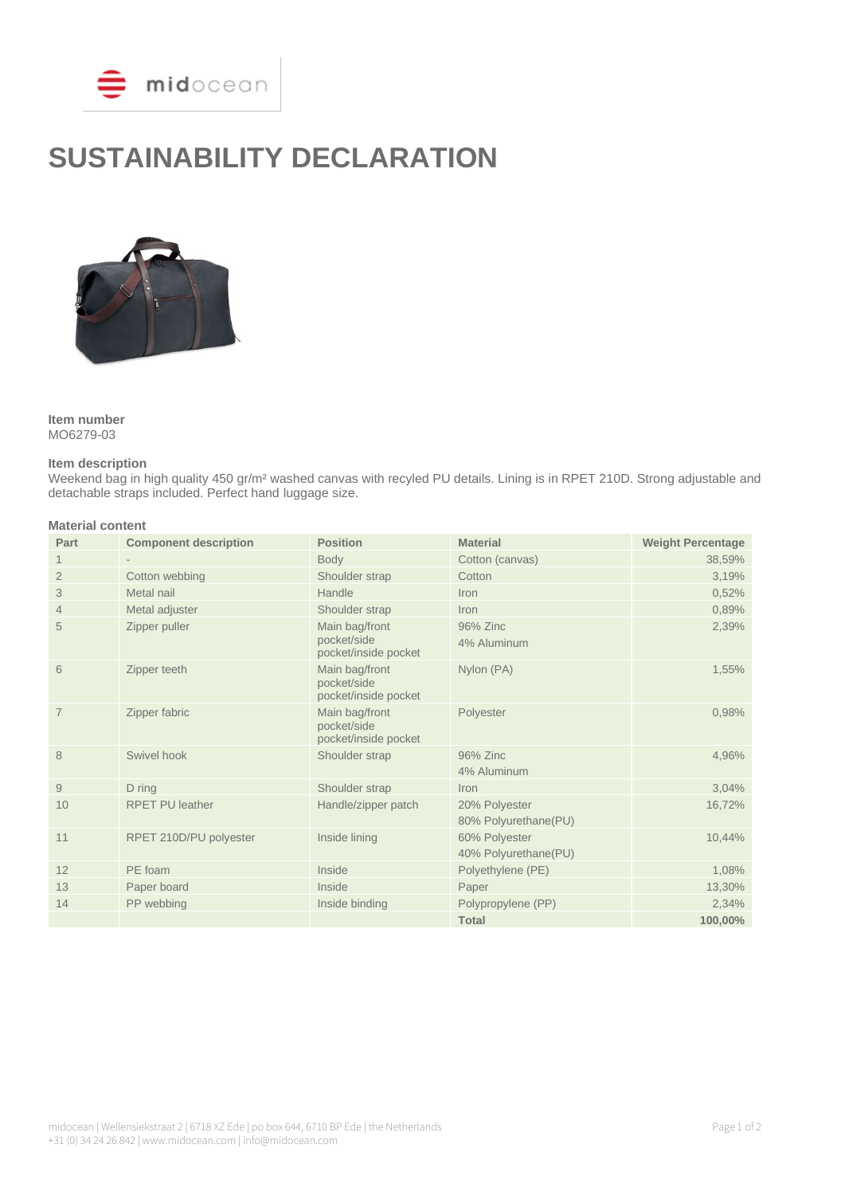# SUSTAINABILITY DECLARATION

**Item number**
MO6279-03

**Item description**
Weekend bag in high quality 450 gr/m² washed canvas with recyled PU details. Lining is in RPET 210D. Strong adjustable and detachable straps included. Perfect hand luggage size.

**Material content**

| Part | Component description | Position | Material | Weight Percentage |
|---|---|---|---|---|
| 1 | - | Body | Cotton (canvas) | 38,59% |
| 2 | Cotton webbing | Shoulder strap | Cotton | 3,19% |
| 3 | Metal nail | Handle | Iron | 0,52% |
| 4 | Metal adjuster | Shoulder strap | Iron | 0,89% |
| 5 | Zipper puller | Main bag/front pocket/side pocket/inside pocket | 96% Zinc<br>4% Aluminum | 2,39% |
| 6 | Zipper teeth | Main bag/front pocket/side pocket/inside pocket | Nylon (PA) | 1,55% |
| 7 | Zipper fabric | Main bag/front pocket/side pocket/inside pocket | Polyester | 0,98% |
| 8 | Swivel hook | Shoulder strap | 96% Zinc<br>4% Aluminum | 4,96% |
| 9 | D ring | Shoulder strap | Iron | 3,04% |
| 10 | RPET PU leather | Handle/zipper patch | 20% Polyester<br>80% Polyurethane(PU) | 16,72% |
| 11 | RPET 210D/PU polyester | Inside lining | 60% Polyester<br>40% Polyurethane(PU) | 10,44% |
| 12 | PE foam | Inside | Polyethylene (PE) | 1,08% |
| 13 | Paper board | Inside | Paper | 13,30% |
| 14 | PP webbing | Inside binding | Polypropylene (PP) | 2,34% |
| | | | **Total** | **100,00%** |

midocean | Wellensiekstraat 2 | 6718 XZ Ede | po box 644, 6710 BP Ede | the Netherlands
+31 (0) 34 24 26 842 | www.midocean.com | info@midocean.com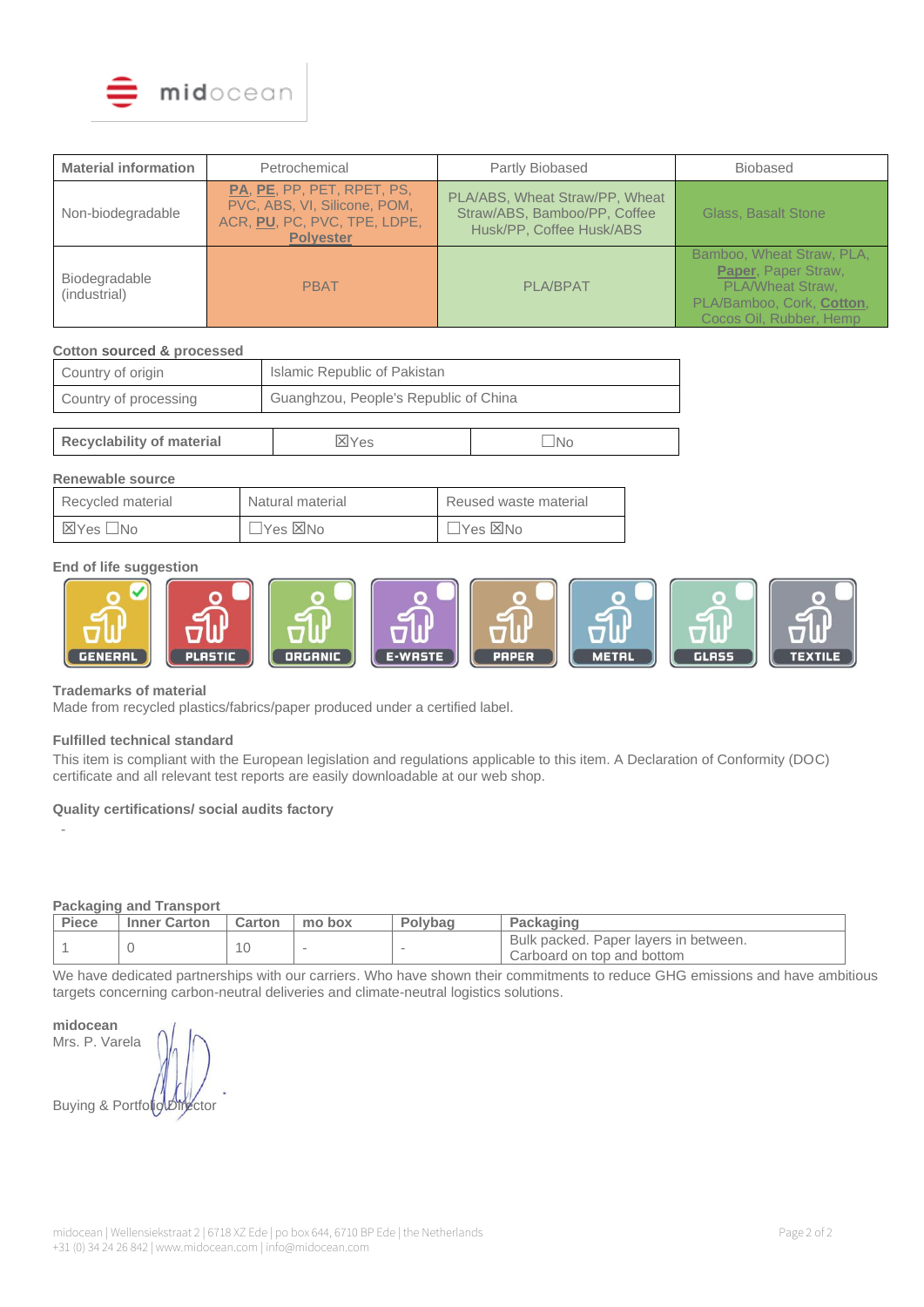| Material information | Petrochemical | Partly Biobased | Biobased |
|---|---|---|---|
| Non-biodegradable | **PA**, **PE**, PP, PET, RPET, PS, PVC, ABS, VI, Silicone, POM, ACR, **PU**, PC, PVC, TPE, LDPE, **Polyester** | PLA/ABS, Wheat Straw/PP, Wheat Straw/ABS, Bamboo/PP, Coffee Husk/PP, Coffee Husk/ABS | Glass, Basalt Stone |
| Biodegradable (industrial) | PBAT | PLA/BPAT | Bamboo, Wheat Straw, PLA, **Paper**, Paper Straw, PLA/Wheat Straw, PLA/Bamboo, Cork, **Cotton**, Cocos Oil, Rubber, Hemp |

**Cotton sourced & processed**

| | |
|---|---|
| Country of origin | Islamic Republic of Pakistan |
| Country of processing | Guanghzou, People's Republic of China |

| | | |
|---|---|---|
| **Recyclability of material** | ☒Yes | ☐No |

**Renewable source**

| Recycled material | Natural material | Reused waste material |
|---|---|---|
| ☒Yes ☐No | ☐Yes ☒No | ☐Yes ☒No |

**End of life suggestion**

GENERAL ☑ | PLASTIC ☐ | ORGANIC ☐ | E-WASTE ☐ | PAPER ☐ | METAL ☐ | GLASS ☐ | TEXTILE ☐

**Trademarks of material**

Made from recycled plastics/fabrics/paper produced under a certified label.

**Fulfilled technical standard**

This item is compliant with the European legislation and regulations applicable to this item. A Declaration of Conformity (DOC) certificate and all relevant test reports are easily downloadable at our web shop.

**Quality certifications/ social audits factory**

-

**Packaging and Transport**

| Piece | Inner Carton | Carton | mo box | Polybag | Packaging |
|---|---|---|---|---|---|
| 1 | 0 | 10 | - | - | Bulk packed. Paper layers in between. Carboard on top and bottom |

We have dedicated partnerships with our carriers. Who have shown their commitments to reduce GHG emissions and have ambitious targets concerning carbon-neutral deliveries and climate-neutral logistics solutions.

**midocean**
Mrs. P. Varela

Buying & Portfolio Director